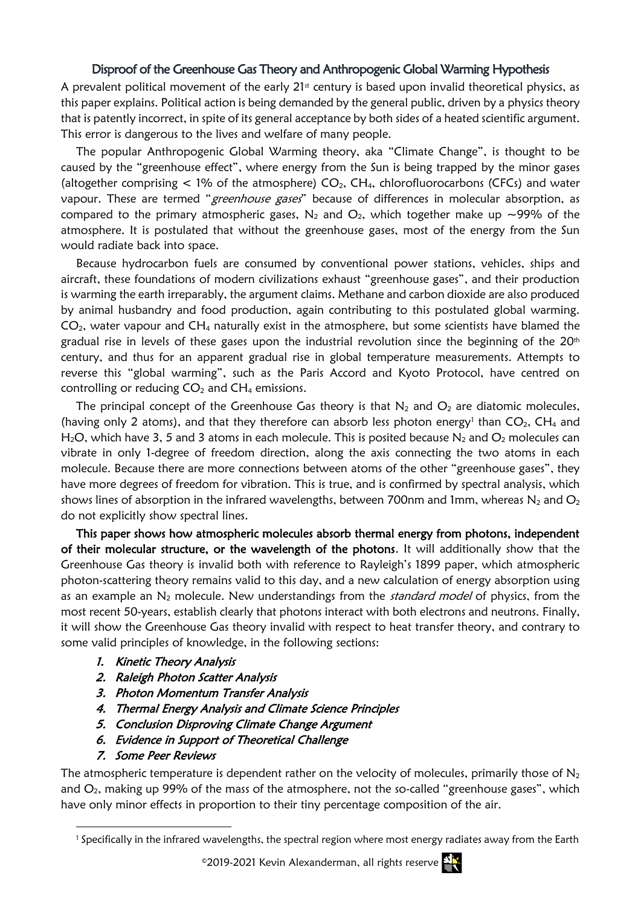# Disproof of the Greenhouse Gas Theory and Anthropogenic Global Warming Hypothesis

A prevalent political movement of the early 21st century is based upon invalid theoretical physics, as this paper explains. Political action is being demanded by the general public, driven by a physics theory that is patently incorrect, in spite of its general acceptance by both sides of a heated scientific argument. This error is dangerous to the lives and welfare of many people.

The popular Anthropogenic Global Warming theory, aka "Climate Change", is thought to be caused by the "greenhouse effect", where energy from the Sun is being trapped by the minor gases (altogether comprising < 1% of the atmosphere) $CO_2$, $CH_4$, chlorofluorocarbons (CFCs) and water vapour. These are termed "*greenhouse gases*" because of differences in molecular absorption, as compared to the primary atmospheric gases, $N_2$ and $O_2$, which together make up ~99% of the atmosphere. It is postulated that without the greenhouse gases, most of the energy from the Sun would radiate back into space.

Because hydrocarbon fuels are consumed by conventional power stations, vehicles, ships and aircraft, these foundations of modern civilizations exhaust "greenhouse gases", and their production is warming the earth irreparably, the argument claims. Methane and carbon dioxide are also produced by animal husbandry and food production, again contributing to this postulated global warming. $CO_2$, water vapour and $CH_4$ naturally exist in the atmosphere, but some scientists have blamed the gradual rise in levels of these gases upon the industrial revolution since the beginning of the 20th century, and thus for an apparent gradual rise in global temperature measurements. Attempts to reverse this "global warming", such as the Paris Accord and Kyoto Protocol, have centred on controlling or reducing $CO_2$ and $CH_4$ emissions.

The principal concept of the Greenhouse Gas theory is that $N_2$ and $O_2$ are diatomic molecules, (having only 2 atoms), and that they therefore can absorb less photon energy[1] than $CO_2$, $CH_4$ and $H_2O$, which have 3, 5 and 3 atoms in each molecule. This is posited because $N_2$ and $O_2$ molecules can vibrate in only 1-degree of freedom direction, along the axis connecting the two atoms in each molecule. Because there are more connections between atoms of the other "greenhouse gases", they have more degrees of freedom for vibration. This is true, and is confirmed by spectral analysis, which shows lines of absorption in the infrared wavelengths, between 700nm and 1mm, whereas $N_2$ and $O_2$ do not explicitly show spectral lines.

**This paper shows how atmospheric molecules absorb thermal energy from photons, independent of their molecular structure, or the wavelength of the photons**. It will additionally show that the Greenhouse Gas theory is invalid both with reference to Rayleigh's 1899 paper, which atmospheric photon-scattering theory remains valid to this day, and a new calculation of energy absorption using as an example an $N_2$ molecule. New understandings from the *standard model* of physics, from the most recent 50-years, establish clearly that photons interact with both electrons and neutrons. Finally, it will show the Greenhouse Gas theory invalid with respect to heat transfer theory, and contrary to some valid principles of knowledge, in the following sections:

1. *Kinetic Theory Analysis*
2. *Raleigh Photon Scatter Analysis*
3. *Photon Momentum Transfer Analysis*
4. *Thermal Energy Analysis and Climate Science Principles*
5. *Conclusion Disproving Climate Change Argument*
6. *Evidence in Support of Theoretical Challenge*
7. *Some Peer Reviews*

The atmospheric temperature is dependent rather on the velocity of molecules, primarily those of $N_2$ and $O_2$, making up 99% of the mass of the atmosphere, not the so-called "greenhouse gases", which have only minor effects in proportion to their tiny percentage composition of the air.

[1] Specifically in the infrared wavelengths, the spectral region where most energy radiates away from the Earth

©2019-2021 Kevin Alexanderman, all rights reserve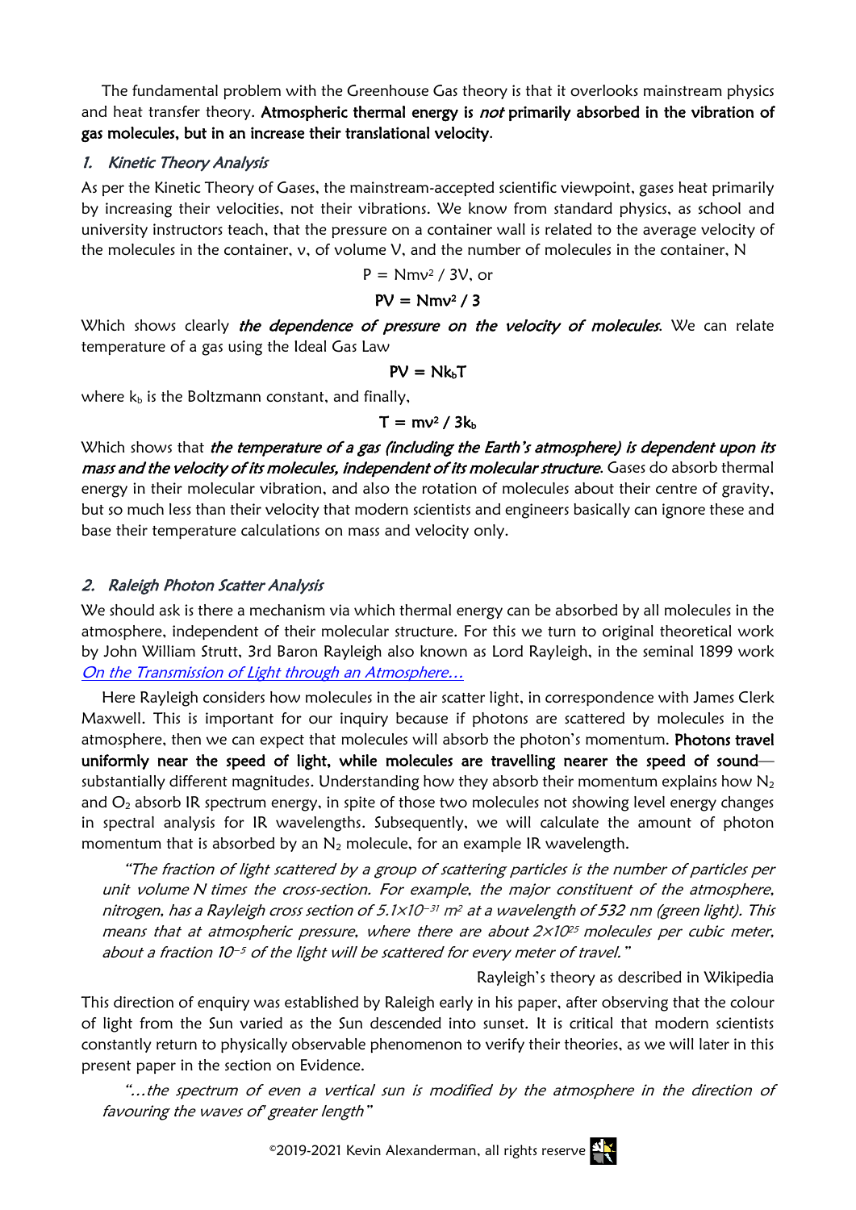The fundamental problem with the Greenhouse Gas theory is that it overlooks mainstream physics and heat transfer theory. **Atmospheric thermal energy is *not* primarily absorbed in the vibration of gas molecules, but in an increase their translational velocity**.

## *1. Kinetic Theory Analysis*

As per the Kinetic Theory of Gases, the mainstream-accepted scientific viewpoint, gases heat primarily by increasing their velocities, not their vibrations. We know from standard physics, as school and university instructors teach, that the pressure on a container wall is related to the average velocity of the molecules in the container, v, of volume V, and the number of molecules in the container, N

$$P = Nmv^2 / 3V, \text{ or}$$

$$PV = Nmv^2 / 3$$

Which shows clearly ***the dependence of pressure on the velocity of molecules***. We can relate temperature of a gas using the Ideal Gas Law

$$PV = Nk_bT$$

where $k_b$ is the Boltzmann constant, and finally,

$$T = mv^2 / 3k_b$$

Which shows that ***the temperature of a gas (including the Earth's atmosphere) is dependent upon its mass and the velocity of its molecules, independent of its molecular structure***. Gases do absorb thermal energy in their molecular vibration, and also the rotation of molecules about their centre of gravity, but so much less than their velocity that modern scientists and engineers basically can ignore these and base their temperature calculations on mass and velocity only.

## *2. Raleigh Photon Scatter Analysis*

We should ask is there a mechanism via which thermal energy can be absorbed by all molecules in the atmosphere, independent of their molecular structure. For this we turn to original theoretical work by John William Strutt, 3rd Baron Rayleigh also known as Lord Rayleigh, in the seminal 1899 work *On the Transmission of Light through an Atmosphere…*

Here Rayleigh considers how molecules in the air scatter light, in correspondence with James Clerk Maxwell. This is important for our inquiry because if photons are scattered by molecules in the atmosphere, then we can expect that molecules will absorb the photon's momentum. **Photons travel uniformly near the speed of light, while molecules are travelling nearer the speed of sound**—substantially different magnitudes. Understanding how they absorb their momentum explains how $N_2$ and $O_2$ absorb IR spectrum energy, in spite of those two molecules not showing level energy changes in spectral analysis for IR wavelengths. Subsequently, we will calculate the amount of photon momentum that is absorbed by an $N_2$ molecule, for an example IR wavelength.

> *"The fraction of light scattered by a group of scattering particles is the number of particles per unit volume N times the cross-section. For example, the major constituent of the atmosphere, nitrogen, has a Rayleigh cross section of $5.1\times10^{-31}$ m$^2$ at a wavelength of 532 nm (green light). This means that at atmospheric pressure, where there are about $2\times10^{25}$ molecules per cubic meter, about a fraction $10^{-5}$ of the light will be scattered for every meter of travel."*
>
> Rayleigh's theory as described in Wikipedia

This direction of enquiry was established by Raleigh early in his paper, after observing that the colour of light from the Sun varied as the Sun descended into sunset. It is critical that modern scientists constantly return to physically observable phenomenon to verify their theories, as we will later in this present paper in the section on Evidence.

> *"…the spectrum of even a vertical sun is modified by the atmosphere in the direction of favouring the waves of' greater length"*

©2019-2021 Kevin Alexanderman, all rights reserve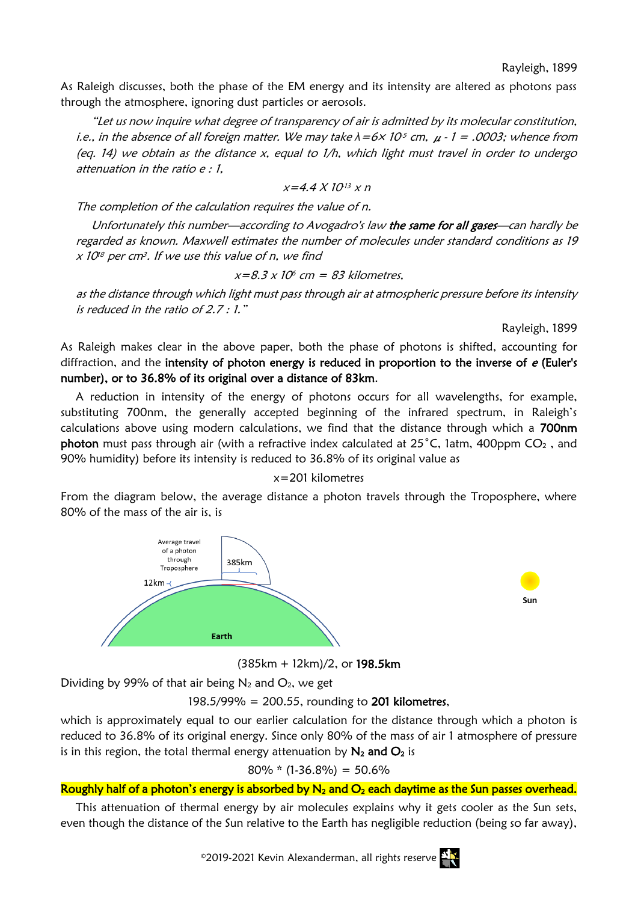Rayleigh, 1899

As Raleigh discusses, both the phase of the EM energy and its intensity are altered as photons pass through the atmosphere, ignoring dust particles or aerosols.

> *"Let us now inquire what degree of transparency of air is admitted by its molecular constitution, i.e., in the absence of all foreign matter. We may take $\lambda = 6\times 10^{-5}$ cm, $\mu - 1 = .0003$; whence from (eq. 14) we obtain as the distance x, equal to 1/h, which light must travel in order to undergo attenuation in the ratio e : 1,*
>
> $$x = 4.4 \times 10^{13} \times n$$
>
> *The completion of the calculation requires the value of n.*
>
> *Unfortunately this number—according to Avogadro's law* ***the same for all gases****—can hardly be regarded as known. Maxwell estimates the number of molecules under standard conditions as $19 \times 10^{18}$ per cm$^3$. If we use this value of n, we find*
>
> $$x = 8.3 \times 10^6 \text{ cm} = 83 \text{ kilometres,}$$
>
> *as the distance through which light must pass through air at atmospheric pressure before its intensity is reduced in the ratio of 2.7 : 1."*

Rayleigh, 1899

As Raleigh makes clear in the above paper, both the phase of photons is shifted, accounting for diffraction, and the **intensity of photon energy is reduced in proportion to the inverse of *e* (Euler's number), or to 36.8% of its original over a distance of 83km**.

A reduction in intensity of the energy of photons occurs for all wavelengths, for example, substituting 700nm, the generally accepted beginning of the infrared spectrum, in Raleigh's calculations above using modern calculations, we find that the distance through which a **700nm photon** must pass through air (with a refractive index calculated at 25˚C, 1atm, 400ppm $CO_2$ , and 90% humidity) before its intensity is reduced to 36.8% of its original value as

$$x = 201 \text{ kilometres}$$

From the diagram below, the average distance a photon travels through the Troposphere, where 80% of the mass of the air is, is

Average travel of a photon through Troposphere — 385km — 12km — Earth — Sun

(385km + 12km)/2, or **198.5km**

Dividing by 99% of that air being $N_2$ and $O_2$, we get

198.5/99% = 200.55, rounding to **201 kilometres**,

which is approximately equal to our earlier calculation for the distance through which a photon is reduced to 36.8% of its original energy. Since only 80% of the mass of air 1 atmosphere of pressure is in this region, the total thermal energy attenuation by **$N_2$ and $O_2$** is

80% * (1-36.8%) = 50.6%

**Roughly half of a photon's energy is absorbed by $N_2$ and $O_2$ each daytime as the Sun passes overhead.**

This attenuation of thermal energy by air molecules explains why it gets cooler as the Sun sets, even though the distance of the Sun relative to the Earth has negligible reduction (being so far away),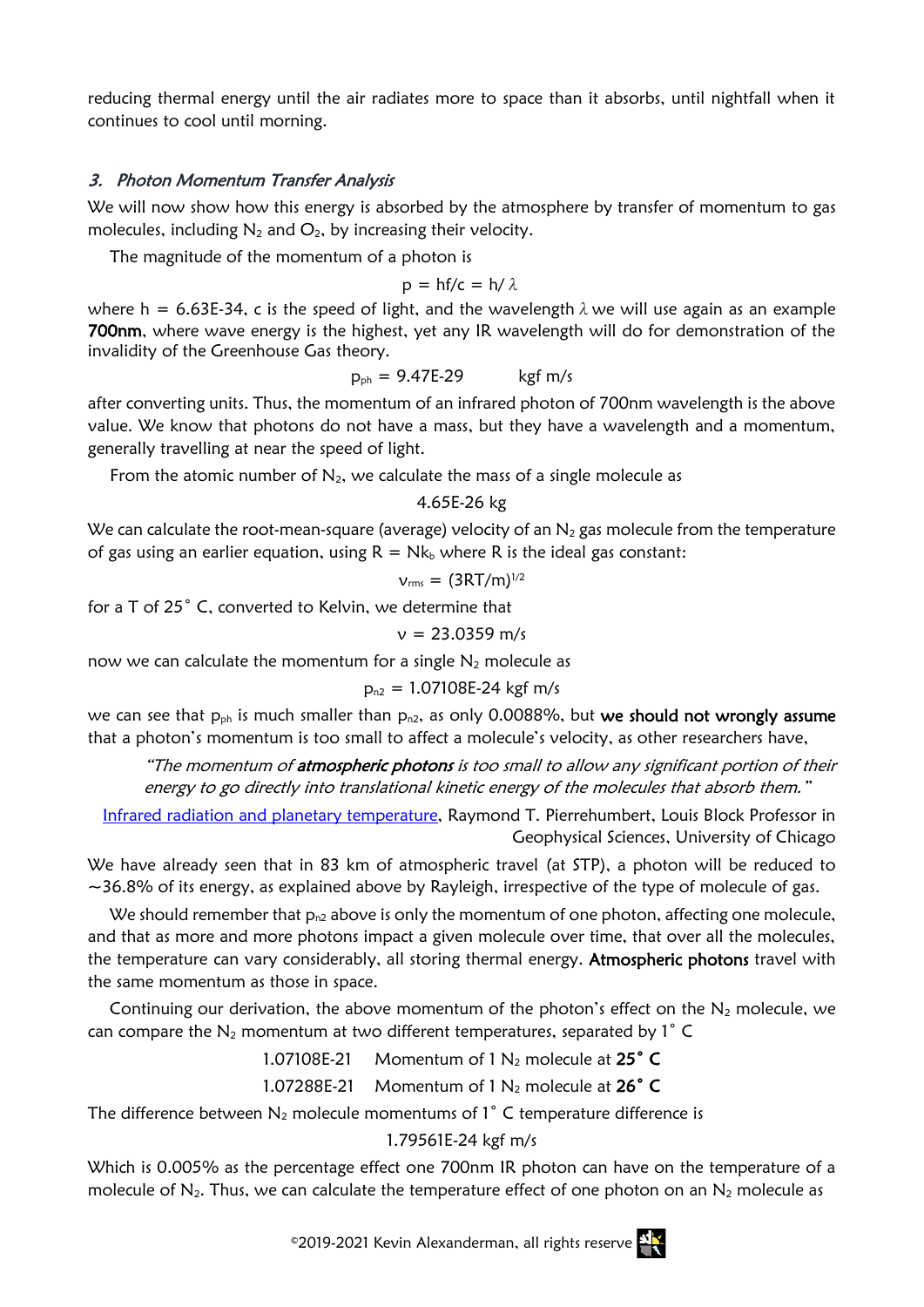reducing thermal energy until the air radiates more to space than it absorbs, until nightfall when it continues to cool until morning.

### *3. Photon Momentum Transfer Analysis*

We will now show how this energy is absorbed by the atmosphere by transfer of momentum to gas molecules, including $N_2$ and $O_2$, by increasing their velocity.

The magnitude of the momentum of a photon is

$$p = hf/c = h/\lambda$$

where h = 6.63E-34, c is the speed of light, and the wavelength $\lambda$ we will use again as an example **700nm**, where wave energy is the highest, yet any IR wavelength will do for demonstration of the invalidity of the Greenhouse Gas theory.

$$p_{ph} = 9.47\text{E-}29 \quad \text{kgf m/s}$$

after converting units. Thus, the momentum of an infrared photon of 700nm wavelength is the above value. We know that photons do not have a mass, but they have a wavelength and a momentum, generally travelling at near the speed of light.

From the atomic number of $N_2$, we calculate the mass of a single molecule as

4.65E-26 kg

We can calculate the root-mean-square (average) velocity of an $N_2$ gas molecule from the temperature of gas using an earlier equation, using $R = Nk_b$ where R is the ideal gas constant:

$$v_{rms} = (3RT/m)^{1/2}$$

for a T of 25° C, converted to Kelvin, we determine that

$$v = 23.0359 \text{ m/s}$$

now we can calculate the momentum for a single $N_2$ molecule as

$$p_{n2} = 1.07108\text{E-}24 \text{ kgf m/s}$$

we can see that $p_{ph}$ is much smaller than $p_{n2}$, as only 0.0088%, but **we should not wrongly assume** that a photon's momentum is too small to affect a molecule's velocity, as other researchers have,

> *"The momentum of **atmospheric photons** is too small to allow any significant portion of their energy to go directly into translational kinetic energy of the molecules that absorb them."*

Infrared radiation and planetary temperature, Raymond T. Pierrehumbert, Louis Block Professor in Geophysical Sciences, University of Chicago

We have already seen that in 83 km of atmospheric travel (at STP), a photon will be reduced to ~36.8% of its energy, as explained above by Rayleigh, irrespective of the type of molecule of gas.

We should remember that $p_{n2}$ above is only the momentum of one photon, affecting one molecule, and that as more and more photons impact a given molecule over time, that over all the molecules, the temperature can vary considerably, all storing thermal energy. **Atmospheric photons** travel with the same momentum as those in space.

Continuing our derivation, the above momentum of the photon's effect on the $N_2$ molecule, we can compare the $N_2$ momentum at two different temperatures, separated by 1° C

1.07108E-21 Momentum of 1 $N_2$ molecule at **25° C**

1.07288E-21 Momentum of 1 $N_2$ molecule at **26° C**

The difference between $N_2$ molecule momentums of 1° C temperature difference is

1.79561E-24 kgf m/s

Which is 0.005% as the percentage effect one 700nm IR photon can have on the temperature of a molecule of $N_2$. Thus, we can calculate the temperature effect of one photon on an $N_2$ molecule as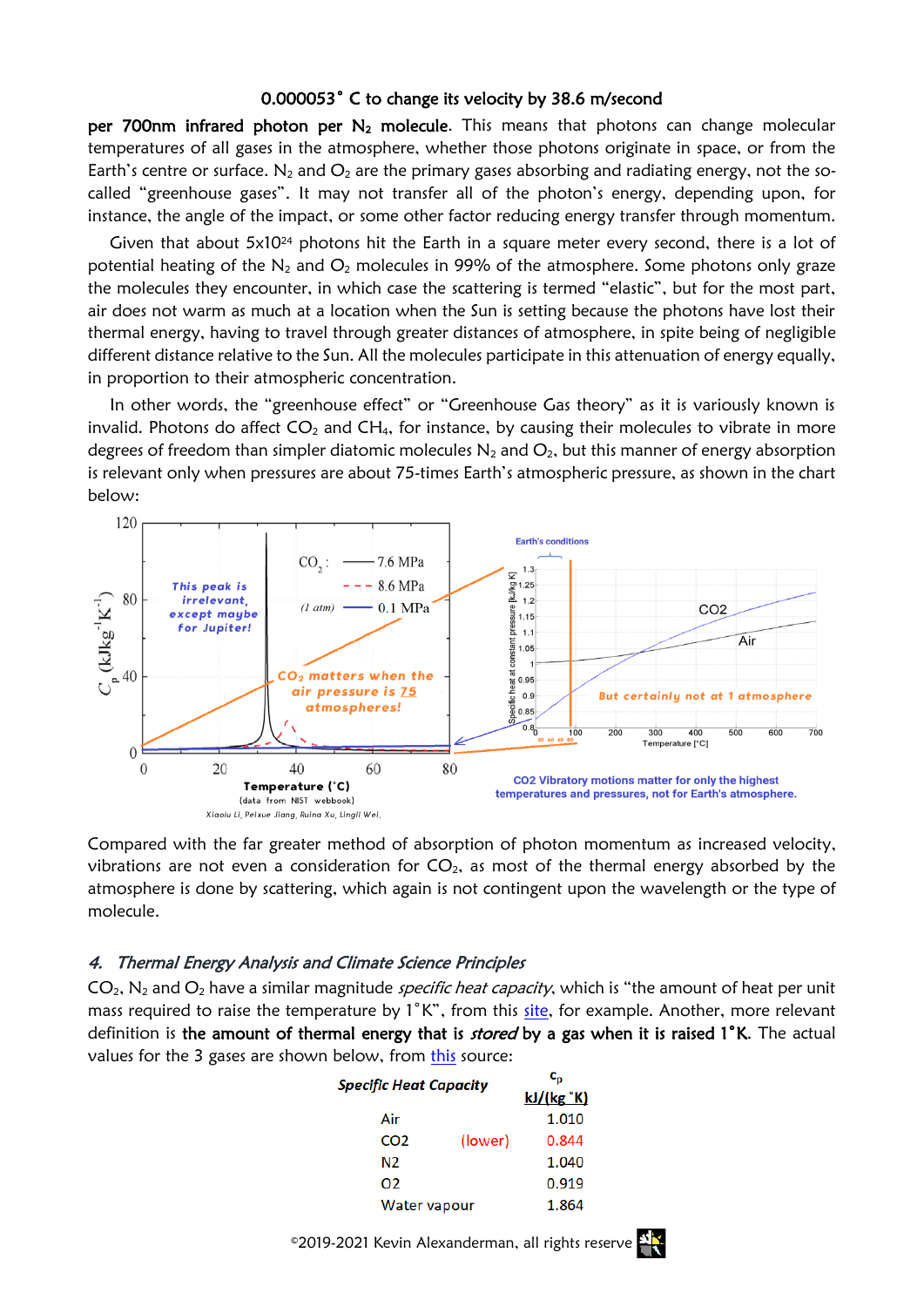**0.000053˚ C to change its velocity by 38.6 m/second per 700nm infrared photon per $N_2$ molecule**. This means that photons can change molecular temperatures of all gases in the atmosphere, whether those photons originate in space, or from the Earth's centre or surface. $N_2$ and $O_2$ are the primary gases absorbing and radiating energy, not the so-called "greenhouse gases". It may not transfer all of the photon's energy, depending upon, for instance, the angle of the impact, or some other factor reducing energy transfer through momentum.

Given that about 5x10[24] photons hit the Earth in a square meter every second, there is a lot of potential heating of the $N_2$ and $O_2$ molecules in 99% of the atmosphere. Some photons only graze the molecules they encounter, in which case the scattering is termed "elastic", but for the most part, air does not warm as much at a location when the Sun is setting because the photons have lost their thermal energy, having to travel through greater distances of atmosphere, in spite being of negligible different distance relative to the Sun. All the molecules participate in this attenuation of energy equally, in proportion to their atmospheric concentration.

In other words, the "greenhouse effect" or "Greenhouse Gas theory" as it is variously known is invalid. Photons do affect $CO_2$ and $CH_4$, for instance, by causing their molecules to vibrate in more degrees of freedom than simpler diatomic molecules $N_2$ and $O_2$, but this manner of energy absorption is relevant only when pressures are about 75-times Earth's atmospheric pressure, as shown in the chart below:

Compared with the far greater method of absorption of photon momentum as increased velocity, vibrations are not even a consideration for $CO_2$, as most of the thermal energy absorbed by the atmosphere is done by scattering, which again is not contingent upon the wavelength or the type of molecule.

## *4. Thermal Energy Analysis and Climate Science Principles*

$CO_2$, $N_2$ and $O_2$ have a similar magnitude *specific heat capacity*, which is "the amount of heat per unit mass required to raise the temperature by 1˚K", from this site, for example. Another, more relevant definition is **the amount of thermal energy that is *stored* by a gas when it is raised 1˚K**. The actual values for the 3 gases are shown below, from this source:

| *Specific Heat Capacity* | | $c_p$ kJ/(kg ˚K) |
|---|---|---|
| Air | | 1.010 |
| CO2 | (lower) | 0.844 |
| N2 | | 1.040 |
| O2 | | 0.919 |
| Water vapour | | 1.864 |

©2019-2021 Kevin Alexanderman, all rights reserve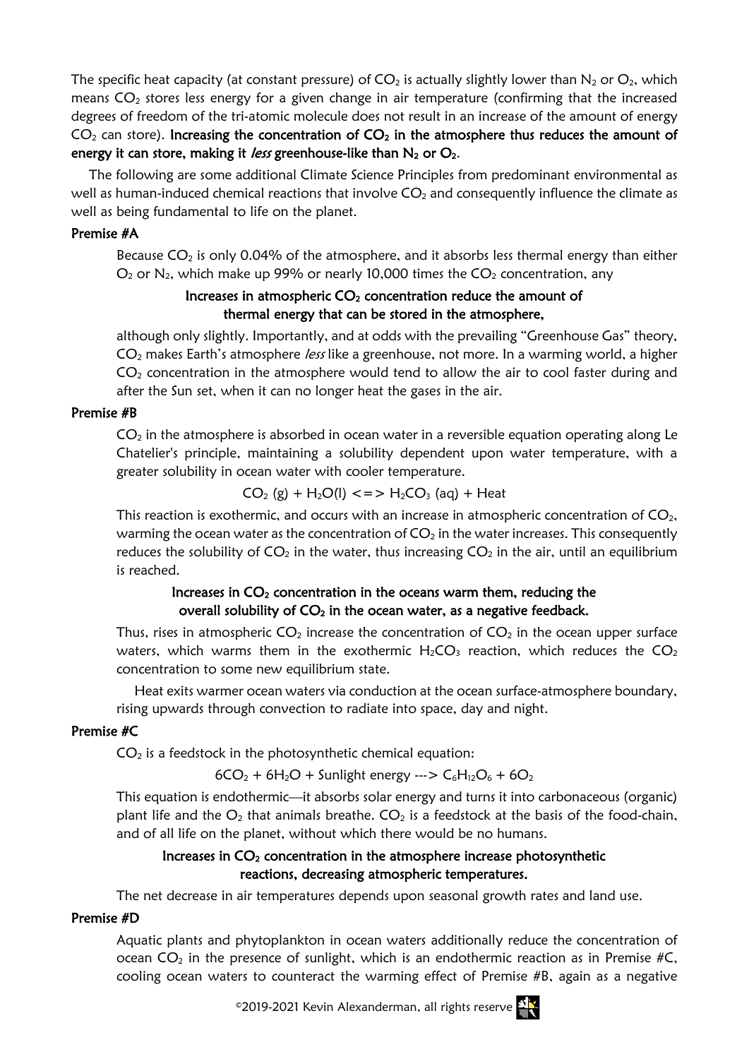The specific heat capacity (at constant pressure) of $CO_2$ is actually slightly lower than $N_2$ or $O_2$, which means $CO_2$ stores less energy for a given change in air temperature (confirming that the increased degrees of freedom of the tri-atomic molecule does not result in an increase of the amount of energy $CO_2$ can store). **Increasing the concentration of $CO_2$ in the atmosphere thus reduces the amount of energy it can store, making it *less* greenhouse-like than $N_2$ or $O_2$.**

The following are some additional Climate Science Principles from predominant environmental as well as human-induced chemical reactions that involve $CO_2$ and consequently influence the climate as well as being fundamental to life on the planet.

### Premise #A

Because $CO_2$ is only 0.04% of the atmosphere, and it absorbs less thermal energy than either $O_2$ or $N_2$, which make up 99% or nearly 10,000 times the $CO_2$ concentration, any

**Increases in atmospheric $CO_2$ concentration reduce the amount of thermal energy that can be stored in the atmosphere,**

although only slightly. Importantly, and at odds with the prevailing "Greenhouse Gas" theory, $CO_2$ makes Earth's atmosphere *less* like a greenhouse, not more. In a warming world, a higher $CO_2$ concentration in the atmosphere would tend to allow the air to cool faster during and after the Sun set, when it can no longer heat the gases in the air.

### Premise #B

$CO_2$ in the atmosphere is absorbed in ocean water in a reversible equation operating along Le Chatelier's principle, maintaining a solubility dependent upon water temperature, with a greater solubility in ocean water with cooler temperature.

$$CO_2\ (g) + H_2O(l) <=> H_2CO_3\ (aq) + \text{Heat}$$

This reaction is exothermic, and occurs with an increase in atmospheric concentration of $CO_2$, warming the ocean water as the concentration of $CO_2$ in the water increases. This consequently reduces the solubility of $CO_2$ in the water, thus increasing $CO_2$ in the air, until an equilibrium is reached.

**Increases in $CO_2$ concentration in the oceans warm them, reducing the overall solubility of $CO_2$ in the ocean water, as a negative feedback.**

Thus, rises in atmospheric $CO_2$ increase the concentration of $CO_2$ in the ocean upper surface waters, which warms them in the exothermic $H_2CO_3$ reaction, which reduces the $CO_2$ concentration to some new equilibrium state.

Heat exits warmer ocean waters via conduction at the ocean surface-atmosphere boundary, rising upwards through convection to radiate into space, day and night.

### Premise #C

$CO_2$ is a feedstock in the photosynthetic chemical equation:

$$6CO_2 + 6H_2O + \text{Sunlight energy} \text{ ---> } C_6H_{12}O_6 + 6O_2$$

This equation is endothermic—it absorbs solar energy and turns it into carbonaceous (organic) plant life and the $O_2$ that animals breathe. $CO_2$ is a feedstock at the basis of the food-chain, and of all life on the planet, without which there would be no humans.

**Increases in $CO_2$ concentration in the atmosphere increase photosynthetic reactions, decreasing atmospheric temperatures.**

The net decrease in air temperatures depends upon seasonal growth rates and land use.

### Premise #D

Aquatic plants and phytoplankton in ocean waters additionally reduce the concentration of ocean $CO_2$ in the presence of sunlight, which is an endothermic reaction as in Premise #C, cooling ocean waters to counteract the warming effect of Premise #B, again as a negative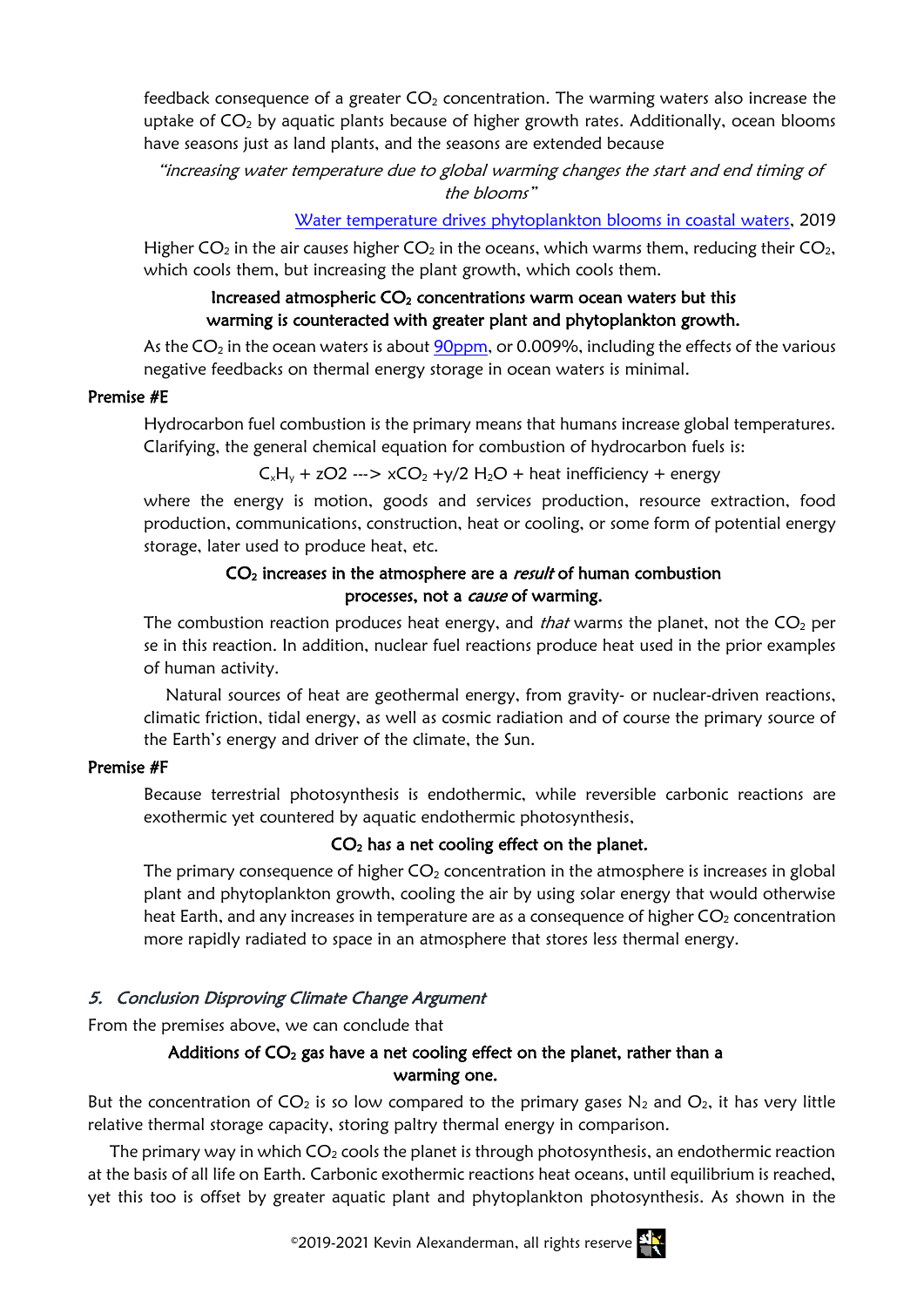feedback consequence of a greater $CO_2$ concentration. The warming waters also increase the uptake of $CO_2$ by aquatic plants because of higher growth rates. Additionally, ocean blooms have seasons just as land plants, and the seasons are extended because

*"increasing water temperature due to global warming changes the start and end timing of the blooms"*

Water temperature drives phytoplankton blooms in coastal waters, 2019

Higher $CO_2$ in the air causes higher $CO_2$ in the oceans, which warms them, reducing their $CO_2$, which cools them, but increasing the plant growth, which cools them.

**Increased atmospheric $CO_2$ concentrations warm ocean waters but this warming is counteracted with greater plant and phytoplankton growth.**

As the $CO_2$ in the ocean waters is about 90ppm, or 0.009%, including the effects of the various negative feedbacks on thermal energy storage in ocean waters is minimal.

**Premise #E**

Hydrocarbon fuel combustion is the primary means that humans increase global temperatures. Clarifying, the general chemical equation for combustion of hydrocarbon fuels is:

$$C_xH_y + zO2 \dashrightarrow xCO_2 + y/2\ H_2O + \text{heat inefficiency} + \text{energy}$$

where the energy is motion, goods and services production, resource extraction, food production, communications, construction, heat or cooling, or some form of potential energy storage, later used to produce heat, etc.

**$CO_2$ increases in the atmosphere are a *result* of human combustion processes, not a *cause* of warming.**

The combustion reaction produces heat energy, and *that* warms the planet, not the $CO_2$ per se in this reaction. In addition, nuclear fuel reactions produce heat used in the prior examples of human activity.

Natural sources of heat are geothermal energy, from gravity- or nuclear-driven reactions, climatic friction, tidal energy, as well as cosmic radiation and of course the primary source of the Earth's energy and driver of the climate, the Sun.

**Premise #F**

Because terrestrial photosynthesis is endothermic, while reversible carbonic reactions are exothermic yet countered by aquatic endothermic photosynthesis,

**$CO_2$ has a net cooling effect on the planet.**

The primary consequence of higher $CO_2$ concentration in the atmosphere is increases in global plant and phytoplankton growth, cooling the air by using solar energy that would otherwise heat Earth, and any increases in temperature are as a consequence of higher $CO_2$ concentration more rapidly radiated to space in an atmosphere that stores less thermal energy.

## *5. Conclusion Disproving Climate Change Argument*

From the premises above, we can conclude that

**Additions of $CO_2$ gas have a net cooling effect on the planet, rather than a warming one.**

But the concentration of $CO_2$ is so low compared to the primary gases $N_2$ and $O_2$, it has very little relative thermal storage capacity, storing paltry thermal energy in comparison.

The primary way in which $CO_2$ cools the planet is through photosynthesis, an endothermic reaction at the basis of all life on Earth. Carbonic exothermic reactions heat oceans, until equilibrium is reached, yet this too is offset by greater aquatic plant and phytoplankton photosynthesis. As shown in the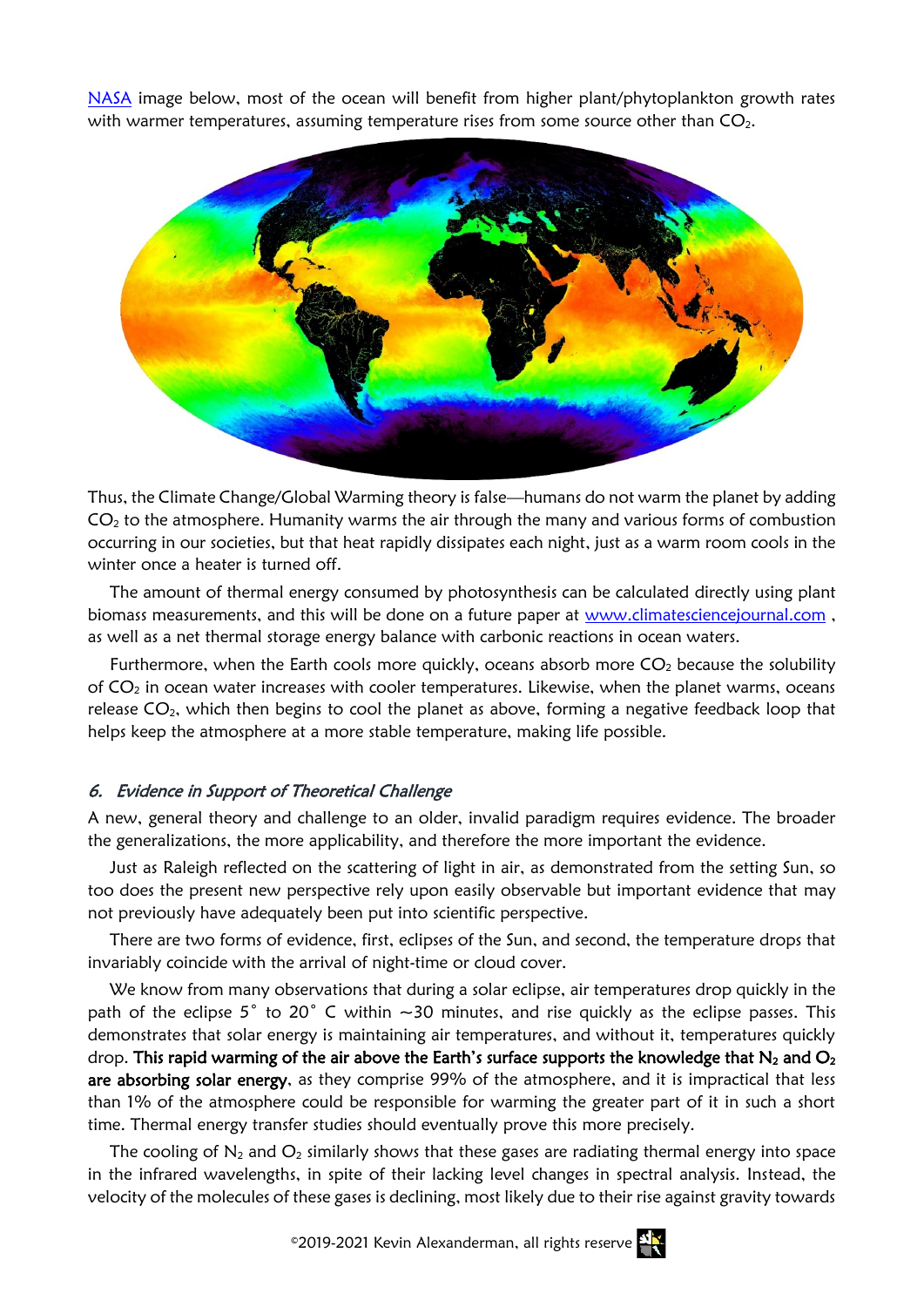NASA image below, most of the ocean will benefit from higher plant/phytoplankton growth rates with warmer temperatures, assuming temperature rises from some source other than $CO_2$.

Thus, the Climate Change/Global Warming theory is false—humans do not warm the planet by adding $CO_2$ to the atmosphere. Humanity warms the air through the many and various forms of combustion occurring in our societies, but that heat rapidly dissipates each night, just as a warm room cools in the winter once a heater is turned off.

The amount of thermal energy consumed by photosynthesis can be calculated directly using plant biomass measurements, and this will be done on a future paper at www.climatesciencejournal.com , as well as a net thermal storage energy balance with carbonic reactions in ocean waters.

Furthermore, when the Earth cools more quickly, oceans absorb more $CO_2$ because the solubility of $CO_2$ in ocean water increases with cooler temperatures. Likewise, when the planet warms, oceans release $CO_2$, which then begins to cool the planet as above, forming a negative feedback loop that helps keep the atmosphere at a more stable temperature, making life possible.

### *6. Evidence in Support of Theoretical Challenge*

A new, general theory and challenge to an older, invalid paradigm requires evidence. The broader the generalizations, the more applicability, and therefore the more important the evidence.

Just as Raleigh reflected on the scattering of light in air, as demonstrated from the setting Sun, so too does the present new perspective rely upon easily observable but important evidence that may not previously have adequately been put into scientific perspective.

There are two forms of evidence, first, eclipses of the Sun, and second, the temperature drops that invariably coincide with the arrival of night-time or cloud cover.

We know from many observations that during a solar eclipse, air temperatures drop quickly in the path of the eclipse 5° to 20° C within ~30 minutes, and rise quickly as the eclipse passes. This demonstrates that solar energy is maintaining air temperatures, and without it, temperatures quickly drop. **This rapid warming of the air above the Earth's surface supports the knowledge that $N_2$ and $O_2$ are absorbing solar energy**, as they comprise 99% of the atmosphere, and it is impractical that less than 1% of the atmosphere could be responsible for warming the greater part of it in such a short time. Thermal energy transfer studies should eventually prove this more precisely.

The cooling of $N_2$ and $O_2$ similarly shows that these gases are radiating thermal energy into space in the infrared wavelengths, in spite of their lacking level changes in spectral analysis. Instead, the velocity of the molecules of these gases is declining, most likely due to their rise against gravity towards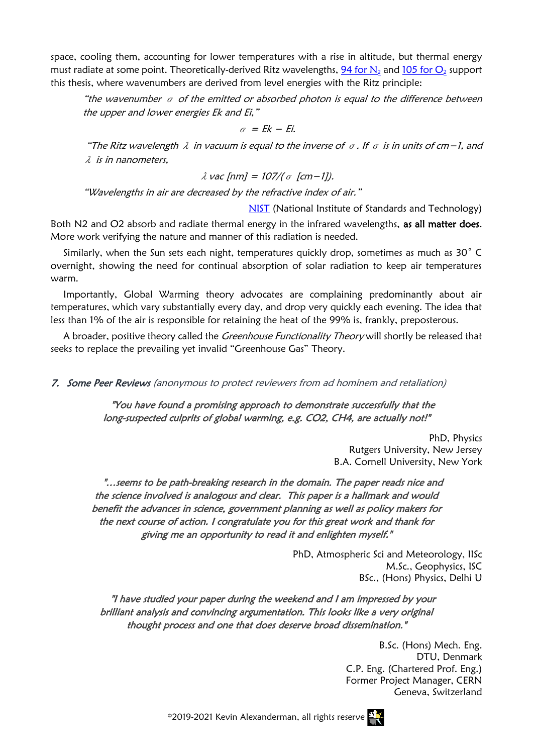space, cooling them, accounting for lower temperatures with a rise in altitude, but thermal energy must radiate at some point. Theoretically-derived Ritz wavelengths, [94 for $N_2$] and [105 for $O_2$] support this thesis, where wavenumbers are derived from level energies with the Ritz principle:

> *"the wavenumber $\sigma$ of the emitted or absorbed photon is equal to the difference between the upper and lower energies Ek and Ei,"*
>
> $$\sigma = Ek - Ei.$$
>
> *"The Ritz wavelength $\lambda$ in vacuum is equal to the inverse of $\sigma$. If $\sigma$ is in units of cm−1, and $\lambda$ is in nanometers,*
>
> $$\lambda \text{ vac [nm]} = 10^7/(\sigma \text{ [cm−1]}).$$
>
> *"Wavelengths in air are decreased by the refractive index of air."*

[NIST] (National Institute of Standards and Technology)

Both N2 and O2 absorb and radiate thermal energy in the infrared wavelengths, **as all matter does**. More work verifying the nature and manner of this radiation is needed.

Similarly, when the Sun sets each night, temperatures quickly drop, sometimes as much as 30° C overnight, showing the need for continual absorption of solar radiation to keep air temperatures warm.

Importantly, Global Warming theory advocates are complaining predominantly about air temperatures, which vary substantially every day, and drop very quickly each evening. The idea that less than 1% of the air is responsible for retaining the heat of the 99% is, frankly, preposterous.

A broader, positive theory called the *Greenhouse Functionality Theory* will shortly be released that seeks to replace the prevailing yet invalid "Greenhouse Gas" Theory.

## *7. Some Peer Reviews* (anonymous to protect reviewers from ad hominem and retaliation)

> *"You have found a promising approach to demonstrate successfully that the long-suspected culprits of global warming, e.g. CO2, CH4, are actually not!"*

PhD, Physics
Rutgers University, New Jersey
B.A. Cornell University, New York

> *"…seems to be path-breaking research in the domain. The paper reads nice and the science involved is analogous and clear. This paper is a hallmark and would benefit the advances in science, government planning as well as policy makers for the next course of action. I congratulate you for this great work and thank for giving me an opportunity to read it and enlighten myself."*

PhD, Atmospheric Sci and Meteorology, IISc
M.Sc., Geophysics, ISC
BSc., (Hons) Physics, Delhi U

> *"I have studied your paper during the weekend and I am impressed by your brilliant analysis and convincing argumentation. This looks like a very original thought process and one that does deserve broad dissemination."*

B.Sc. (Hons) Mech. Eng.
DTU, Denmark
C.P. Eng. (Chartered Prof. Eng.)
Former Project Manager, CERN
Geneva, Switzerland

©2019-2021 Kevin Alexanderman, all rights reserve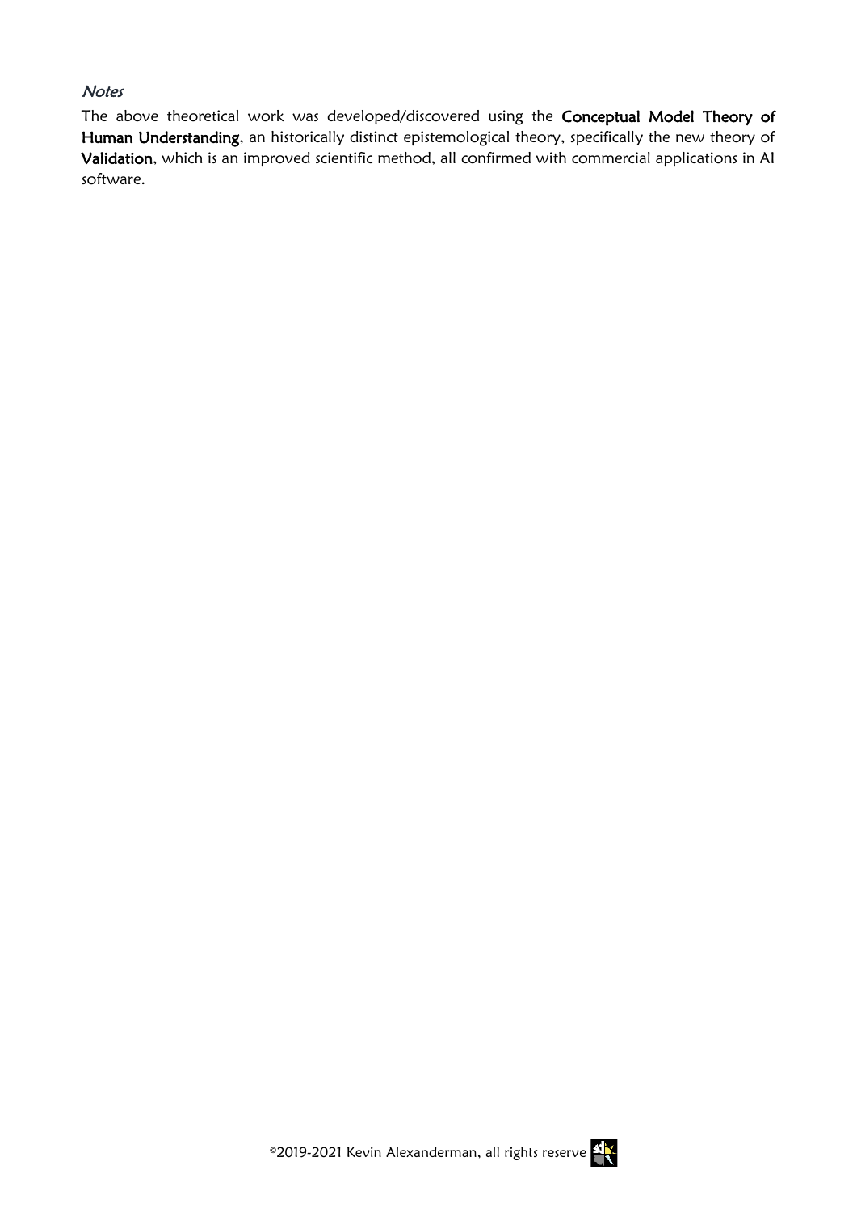*Notes*

The above theoretical work was developed/discovered using the **Conceptual Model Theory of Human Understanding**, an historically distinct epistemological theory, specifically the new theory of **Validation**, which is an improved scientific method, all confirmed with commercial applications in AI software.

©2019-2021 Kevin Alexanderman, all rights reserve